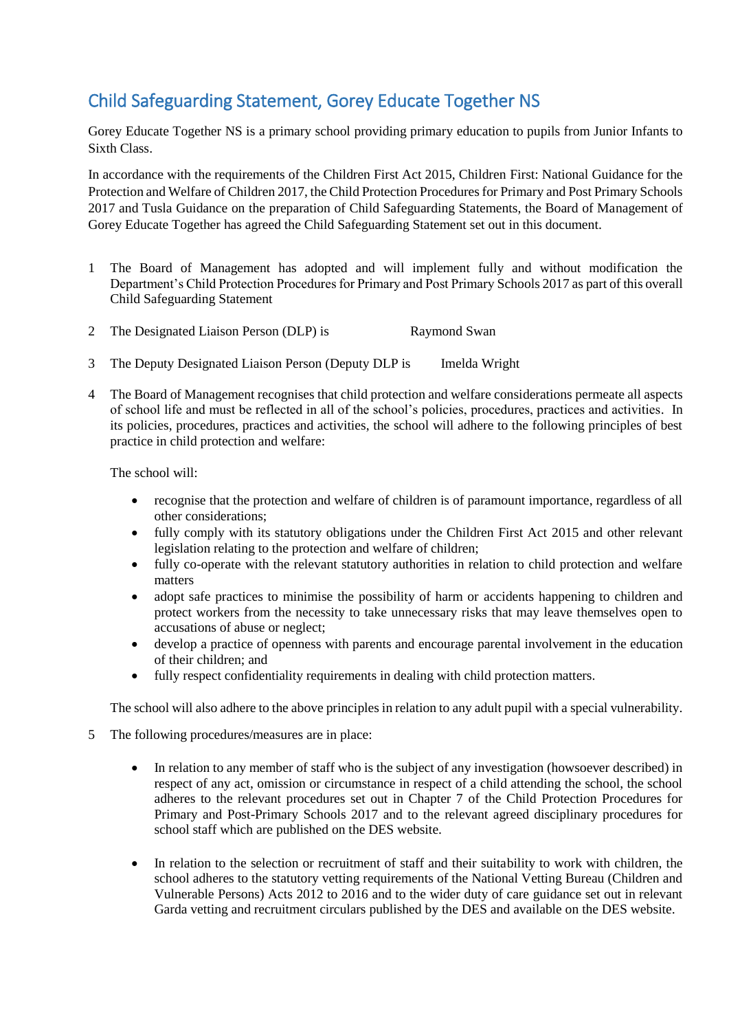# Child Safeguarding Statement, Gorey Educate Together NS

Gorey Educate Together NS is a primary school providing primary education to pupils from Junior Infants to Sixth Class.

In accordance with the requirements of the Children First Act 2015, Children First: National Guidance for the Protection and Welfare of Children 2017, the Child Protection Procedures for Primary and Post Primary Schools 2017 and Tusla Guidance on the preparation of Child Safeguarding Statements, the Board of Management of Gorey Educate Together has agreed the Child Safeguarding Statement set out in this document.

1. The Board of Management has adopted and will implement fully and without modification the Department's Child Protection Procedures for Primary and Post Primary Schools 2017 as part of this overall Child Safeguarding Statement

2. The Designated Liaison Person (DLP) is Raymond Swan

3. The Deputy Designated Liaison Person (Deputy DLP is Imelda Wright

4. The Board of Management recognises that child protection and welfare considerations permeate all aspects of school life and must be reflected in all of the school's policies, procedures, practices and activities. In its policies, procedures, practices and activities, the school will adhere to the following principles of best practice in child protection and welfare:

   The school will:

   - recognise that the protection and welfare of children is of paramount importance, regardless of all other considerations;
   - fully comply with its statutory obligations under the Children First Act 2015 and other relevant legislation relating to the protection and welfare of children;
   - fully co-operate with the relevant statutory authorities in relation to child protection and welfare matters
   - adopt safe practices to minimise the possibility of harm or accidents happening to children and protect workers from the necessity to take unnecessary risks that may leave themselves open to accusations of abuse or neglect;
   - develop a practice of openness with parents and encourage parental involvement in the education of their children; and
   - fully respect confidentiality requirements in dealing with child protection matters.

   The school will also adhere to the above principles in relation to any adult pupil with a special vulnerability.

5. The following procedures/measures are in place:

   - In relation to any member of staff who is the subject of any investigation (howsoever described) in respect of any act, omission or circumstance in respect of a child attending the school, the school adheres to the relevant procedures set out in Chapter 7 of the Child Protection Procedures for Primary and Post-Primary Schools 2017 and to the relevant agreed disciplinary procedures for school staff which are published on the DES website.

   - In relation to the selection or recruitment of staff and their suitability to work with children, the school adheres to the statutory vetting requirements of the National Vetting Bureau (Children and Vulnerable Persons) Acts 2012 to 2016 and to the wider duty of care guidance set out in relevant Garda vetting and recruitment circulars published by the DES and available on the DES website.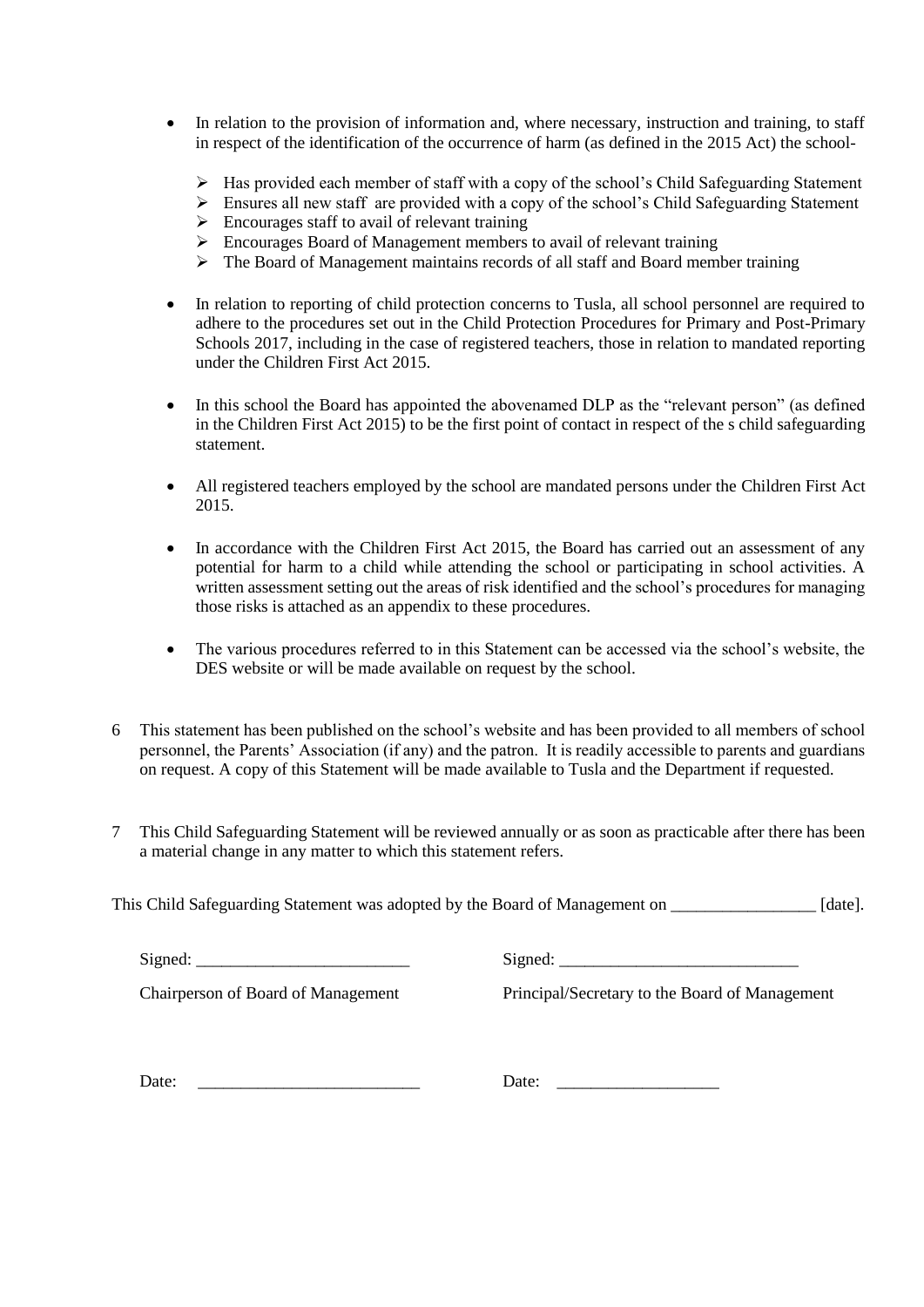- In relation to the provision of information and, where necessary, instruction and training, to staff in respect of the identification of the occurrence of harm (as defined in the 2015 Act) the school-
  - Has provided each member of staff with a copy of the school's Child Safeguarding Statement
  - Ensures all new staff are provided with a copy of the school's Child Safeguarding Statement
  - Encourages staff to avail of relevant training
  - Encourages Board of Management members to avail of relevant training
  - The Board of Management maintains records of all staff and Board member training

- In relation to reporting of child protection concerns to Tusla, all school personnel are required to adhere to the procedures set out in the Child Protection Procedures for Primary and Post-Primary Schools 2017, including in the case of registered teachers, those in relation to mandated reporting under the Children First Act 2015.

- In this school the Board has appointed the abovenamed DLP as the "relevant person" (as defined in the Children First Act 2015) to be the first point of contact in respect of the s child safeguarding statement.

- All registered teachers employed by the school are mandated persons under the Children First Act 2015.

- In accordance with the Children First Act 2015, the Board has carried out an assessment of any potential for harm to a child while attending the school or participating in school activities. A written assessment setting out the areas of risk identified and the school's procedures for managing those risks is attached as an appendix to these procedures.

- The various procedures referred to in this Statement can be accessed via the school's website, the DES website or will be made available on request by the school.

6 This statement has been published on the school's website and has been provided to all members of school personnel, the Parents' Association (if any) and the patron. It is readily accessible to parents and guardians on request. A copy of this Statement will be made available to Tusla and the Department if requested.

7 This Child Safeguarding Statement will be reviewed annually or as soon as practicable after there has been a material change in any matter to which this statement refers.

This Child Safeguarding Statement was adopted by the Board of Management on _________________ [date].

Signed: _________________________

Chairperson of Board of Management

Signed: ____________________________

Principal/Secretary to the Board of Management

Date: __________________________

Date: ___________________